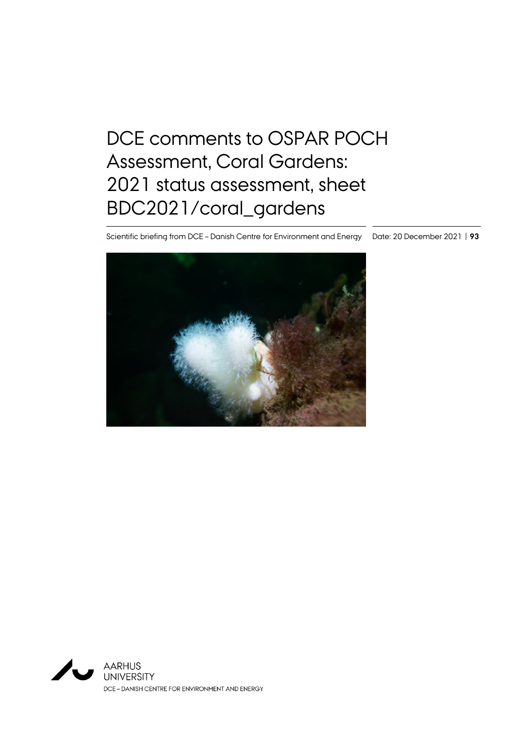# DCE comments to OSPAR POCH Assessment, Coral Gardens: 2021 status assessment, sheet BDC2021/coral_gardens

Scientific briefing from DCE – Danish Centre for Environment and Energy

Date: 20 December 2021 | **93**

AARHUS UNIVERSITY

DCE – DANISH CENTRE FOR ENVIRONMENT AND ENERGY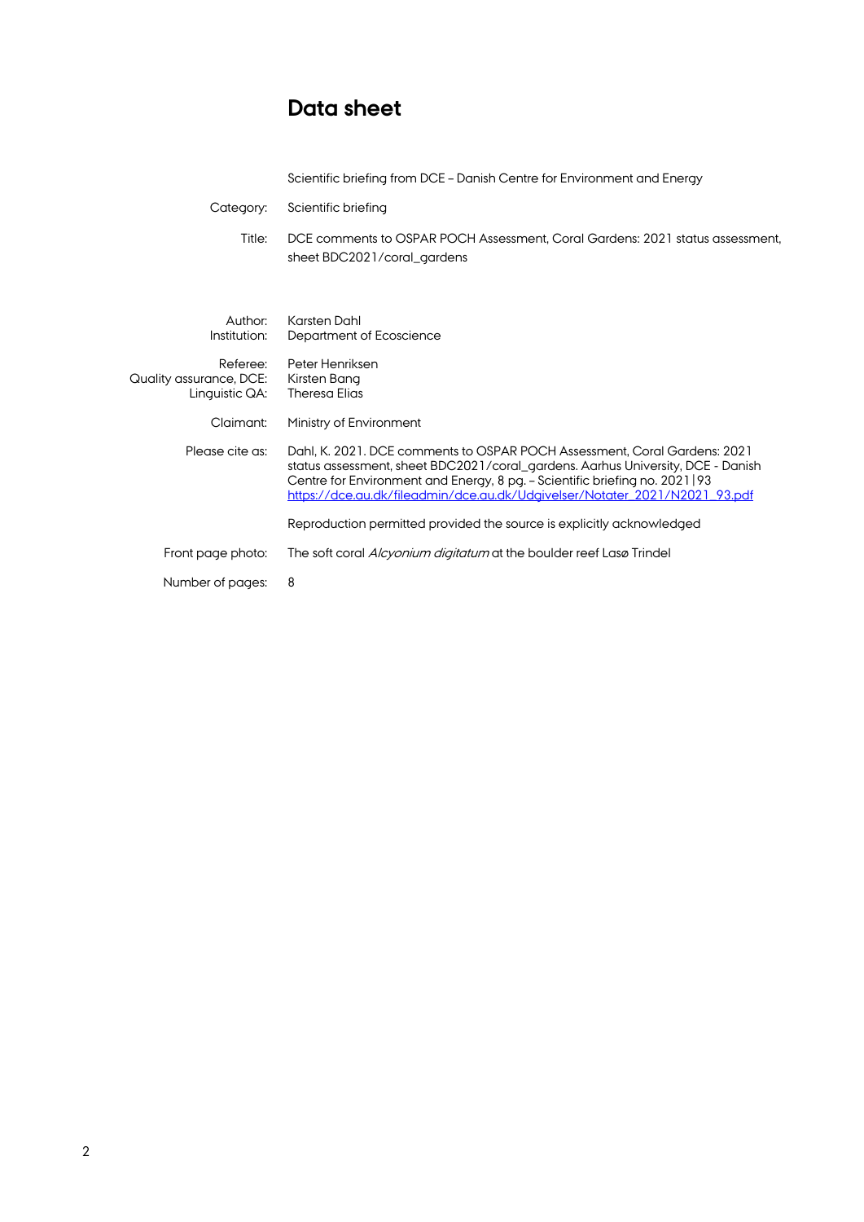# Data sheet

Scientific briefing from DCE – Danish Centre for Environment and Energy

| | |
|---|---|
| Category: | Scientific briefing |
| Title: | DCE comments to OSPAR POCH Assessment, Coral Gardens: 2021 status assessment, sheet BDC2021/coral_gardens |
| Author: | Karsten Dahl |
| Institution: | Department of Ecoscience |
| Referee: | Peter Henriksen |
| Quality assurance, DCE: | Kirsten Bang |
| Linguistic QA: | Theresa Elias |
| Claimant: | Ministry of Environment |
| Please cite as: | Dahl, K. 2021. DCE comments to OSPAR POCH Assessment, Coral Gardens: 2021 status assessment, sheet BDC2021/coral_gardens. Aarhus University, DCE - Danish Centre for Environment and Energy, 8 pg. – Scientific briefing no. 2021\|93 https://dce.au.dk/fileadmin/dce.au.dk/Udgivelser/Notater_2021/N2021_93.pdf |
| | Reproduction permitted provided the source is explicitly acknowledged |
| Front page photo: | The soft coral *Alcyonium digitatum* at the boulder reef Lasø Trindel |
| Number of pages: | 8 |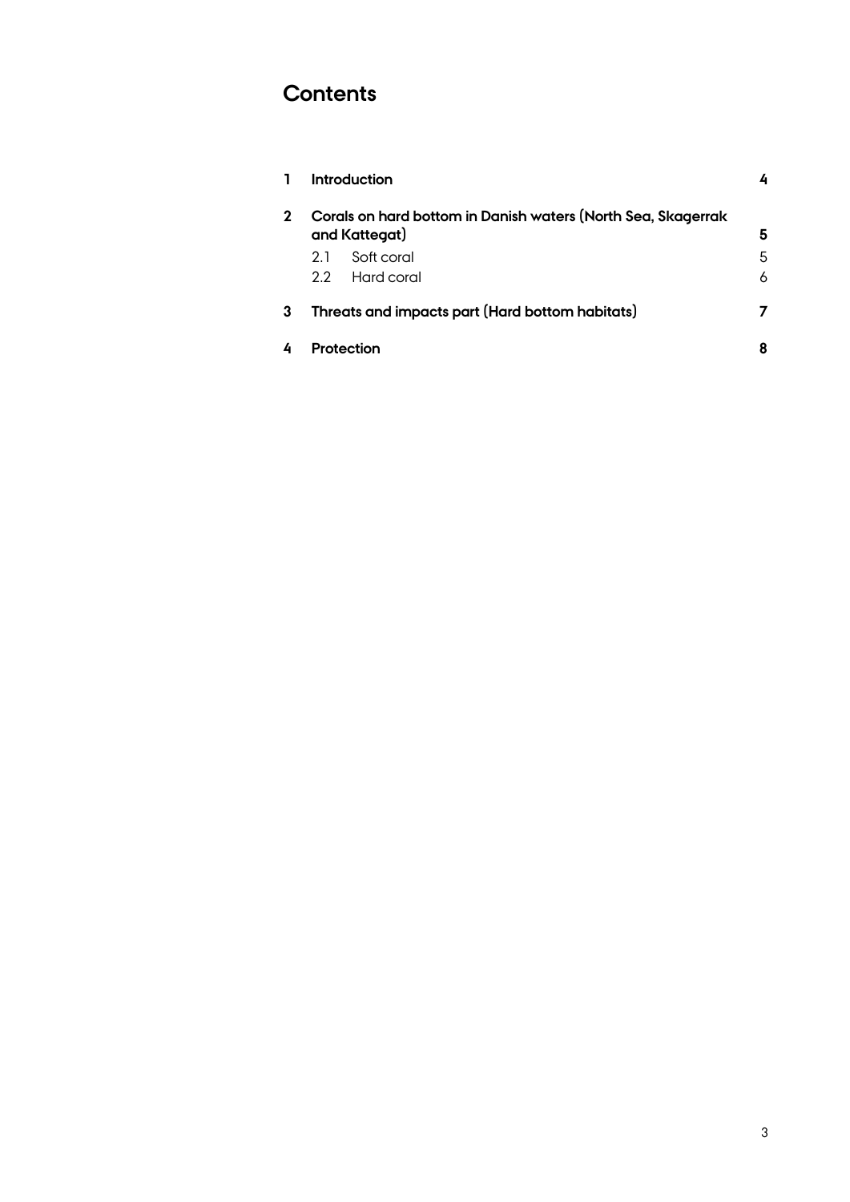# Contents

| | | |
|---|---|---|
| **1** | **Introduction** | **4** |
| **2** | **Corals on hard bottom in Danish waters (North Sea, Skagerrak and Kattegat)** | **5** |
| | 2.1 Soft coral | 5 |
| | 2.2 Hard coral | 6 |
| **3** | **Threats and impacts part (Hard bottom habitats)** | **7** |
| **4** | **Protection** | **8** |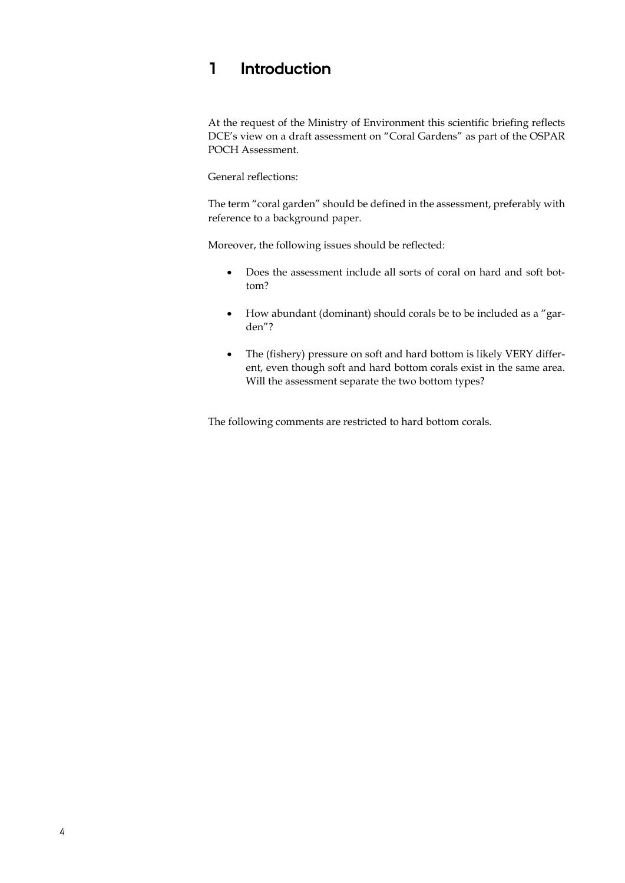# 1 Introduction

At the request of the Ministry of Environment this scientific briefing reflects DCE's view on a draft assessment on "Coral Gardens" as part of the OSPAR POCH Assessment.

General reflections:

The term "coral garden" should be defined in the assessment, preferably with reference to a background paper.

Moreover, the following issues should be reflected:

- Does the assessment include all sorts of coral on hard and soft bottom?
- How abundant (dominant) should corals be to be included as a "garden"?
- The (fishery) pressure on soft and hard bottom is likely VERY different, even though soft and hard bottom corals exist in the same area. Will the assessment separate the two bottom types?

The following comments are restricted to hard bottom corals.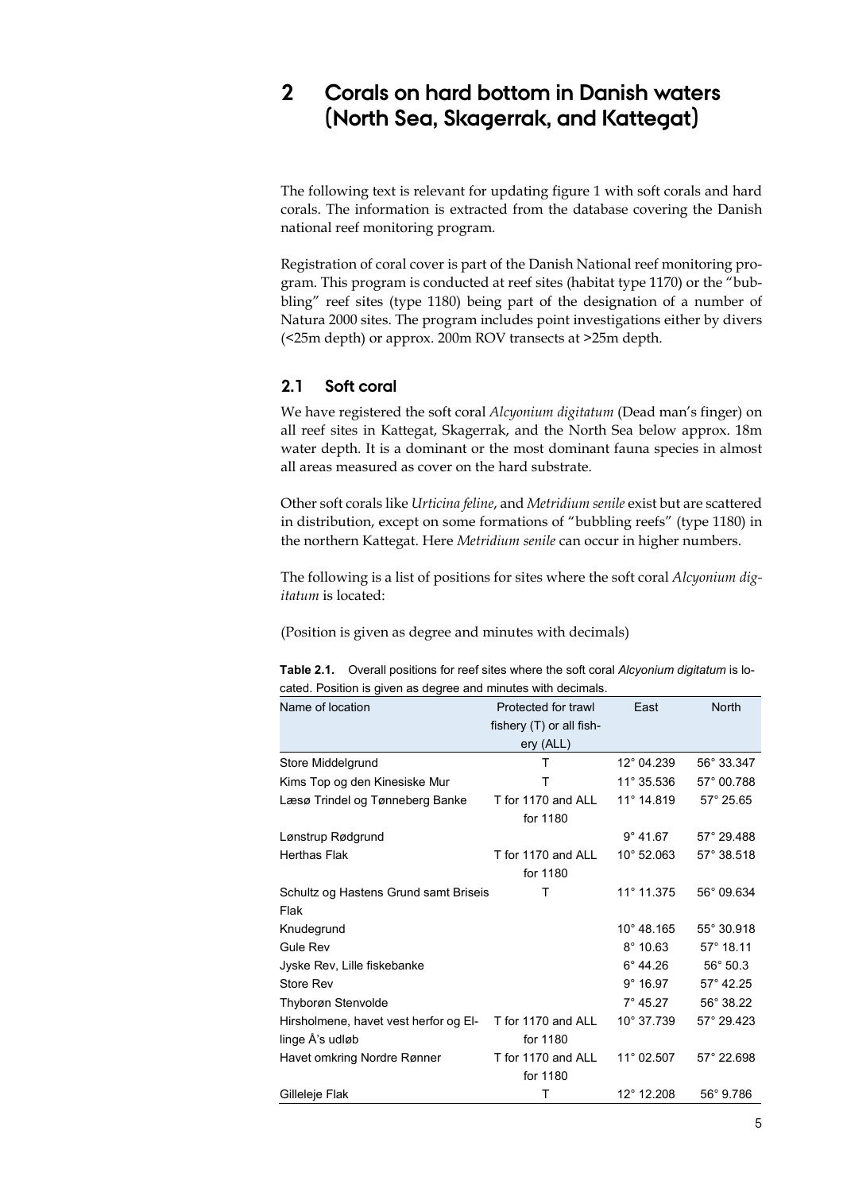# 2 Corals on hard bottom in Danish waters (North Sea, Skagerrak, and Kattegat)

The following text is relevant for updating figure 1 with soft corals and hard corals. The information is extracted from the database covering the Danish national reef monitoring program.

Registration of coral cover is part of the Danish National reef monitoring program. This program is conducted at reef sites (habitat type 1170) or the "bubbling" reef sites (type 1180) being part of the designation of a number of Natura 2000 sites. The program includes point investigations either by divers (<25m depth) or approx. 200m ROV transects at >25m depth.

## 2.1 Soft coral

We have registered the soft coral *Alcyonium digitatum* (Dead man's finger) on all reef sites in Kattegat, Skagerrak, and the North Sea below approx. 18m water depth. It is a dominant or the most dominant fauna species in almost all areas measured as cover on the hard substrate.

Other soft corals like *Urticina feline*, and *Metridium senile* exist but are scattered in distribution, except on some formations of "bubbling reefs" (type 1180) in the northern Kattegat. Here *Metridium senile* can occur in higher numbers.

The following is a list of positions for sites where the soft coral *Alcyonium digitatum* is located:

(Position is given as degree and minutes with decimals)

**Table 2.1.** Overall positions for reef sites where the soft coral *Alcyonium digitatum* is located. Position is given as degree and minutes with decimals.

| Name of location | Protected for trawl fishery (T) or all fishery (ALL) | East | North |
|---|---|---|---|
| Store Middelgrund | T | 12° 04.239 | 56° 33.347 |
| Kims Top og den Kinesiske Mur | T | 11° 35.536 | 57° 00.788 |
| Læsø Trindel og Tønneberg Banke | T for 1170 and ALL for 1180 | 11° 14.819 | 57° 25.65 |
| Lønstrup Rødgrund | | 9° 41.67 | 57° 29.488 |
| Herthas Flak | T for 1170 and ALL for 1180 | 10° 52.063 | 57° 38.518 |
| Schultz og Hastens Grund samt Briseis Flak | T | 11° 11.375 | 56° 09.634 |
| Knudegrund | | 10° 48.165 | 55° 30.918 |
| Gule Rev | | 8° 10.63 | 57° 18.11 |
| Jyske Rev, Lille fiskebanke | | 6° 44.26 | 56° 50.3 |
| Store Rev | | 9° 16.97 | 57° 42.25 |
| Thyborøn Stenvolde | | 7° 45.27 | 56° 38.22 |
| Hirsholmene, havet vest herfor og Ellinge Å's udløb | T for 1170 and ALL for 1180 | 10° 37.739 | 57° 29.423 |
| Havet omkring Nordre Rønner | T for 1170 and ALL for 1180 | 11° 02.507 | 57° 22.698 |
| Gilleleje Flak | T | 12° 12.208 | 56° 9.786 |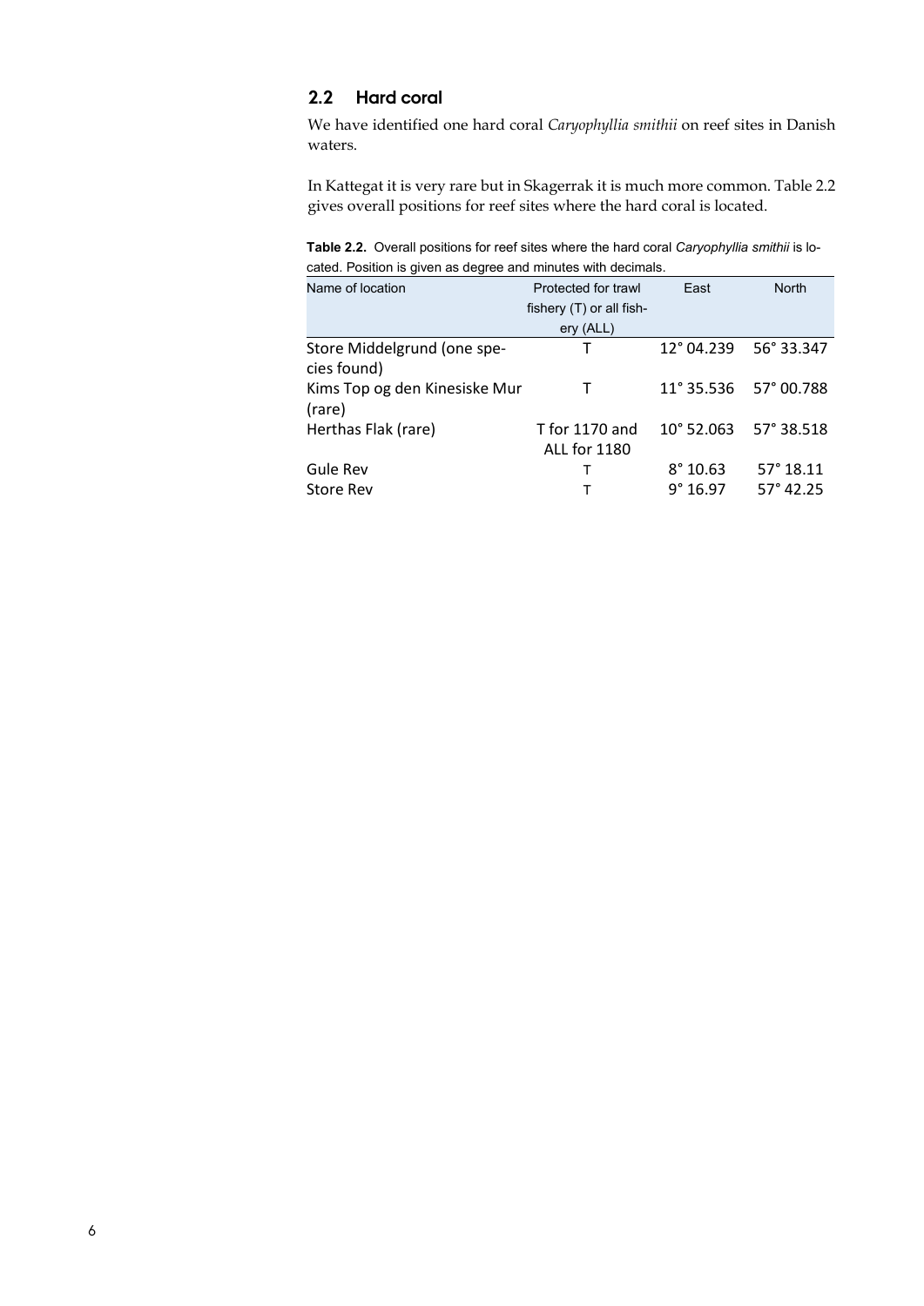## 2.2 Hard coral

We have identified one hard coral *Caryophyllia smithii* on reef sites in Danish waters.

In Kattegat it is very rare but in Skagerrak it is much more common. Table 2.2 gives overall positions for reef sites where the hard coral is located.

**Table 2.2.** Overall positions for reef sites where the hard coral *Caryophyllia smithii* is located. Position is given as degree and minutes with decimals.

| Name of location | Protected for trawl fishery (T) or all fishery (ALL) | East | North |
|---|---|---|---|
| Store Middelgrund (one species found) | T | 12° 04.239 | 56° 33.347 |
| Kims Top og den Kinesiske Mur (rare) | T | 11° 35.536 | 57° 00.788 |
| Herthas Flak (rare) | T for 1170 and ALL for 1180 | 10° 52.063 | 57° 38.518 |
| Gule Rev | T | 8° 10.63 | 57° 18.11 |
| Store Rev | T | 9° 16.97 | 57° 42.25 |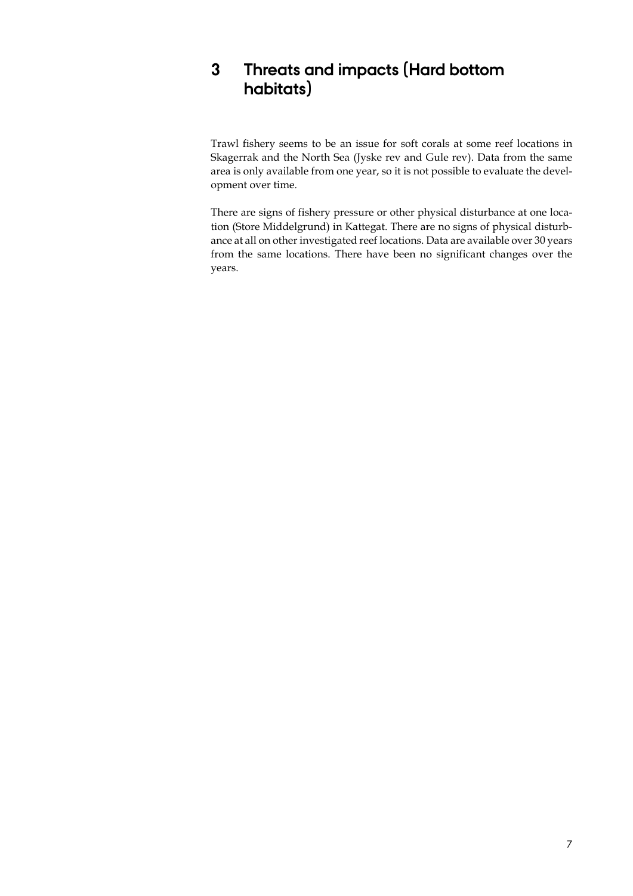# 3 Threats and impacts (Hard bottom habitats)

Trawl fishery seems to be an issue for soft corals at some reef locations in Skagerrak and the North Sea (Jyske rev and Gule rev). Data from the same area is only available from one year, so it is not possible to evaluate the development over time.

There are signs of fishery pressure or other physical disturbance at one location (Store Middelgrund) in Kattegat. There are no signs of physical disturbance at all on other investigated reef locations. Data are available over 30 years from the same locations. There have been no significant changes over the years.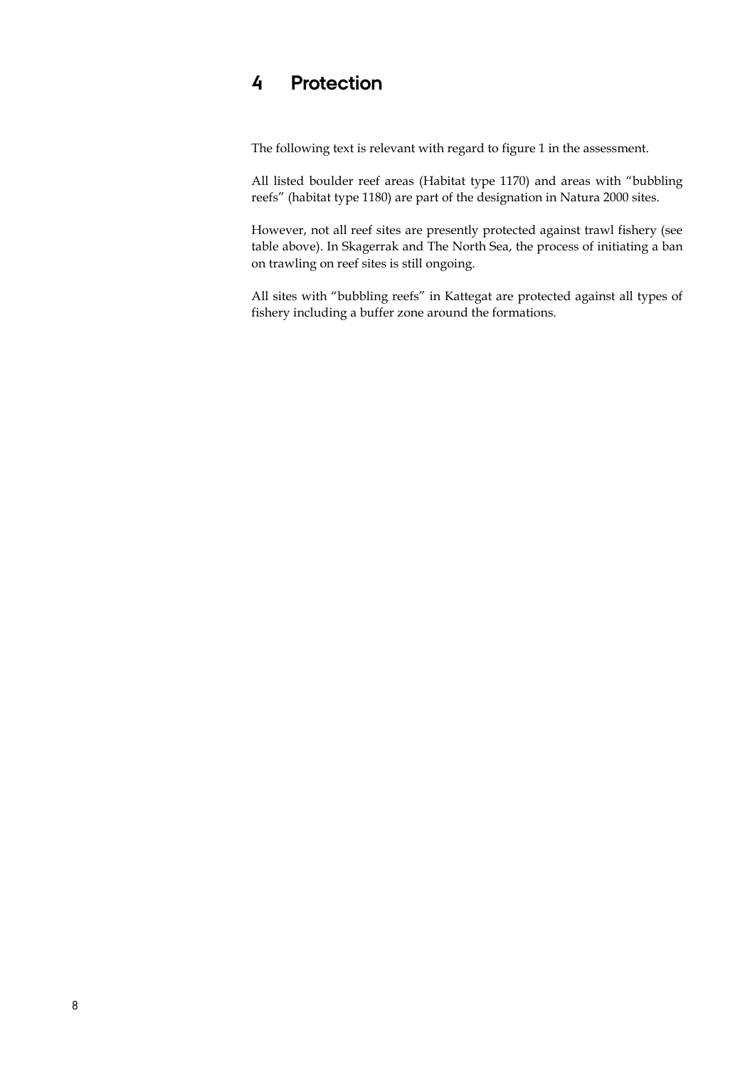# 4 Protection

The following text is relevant with regard to figure 1 in the assessment.

All listed boulder reef areas (Habitat type 1170) and areas with "bubbling reefs" (habitat type 1180) are part of the designation in Natura 2000 sites.

However, not all reef sites are presently protected against trawl fishery (see table above). In Skagerrak and The North Sea, the process of initiating a ban on trawling on reef sites is still ongoing.

All sites with "bubbling reefs" in Kattegat are protected against all types of fishery including a buffer zone around the formations.